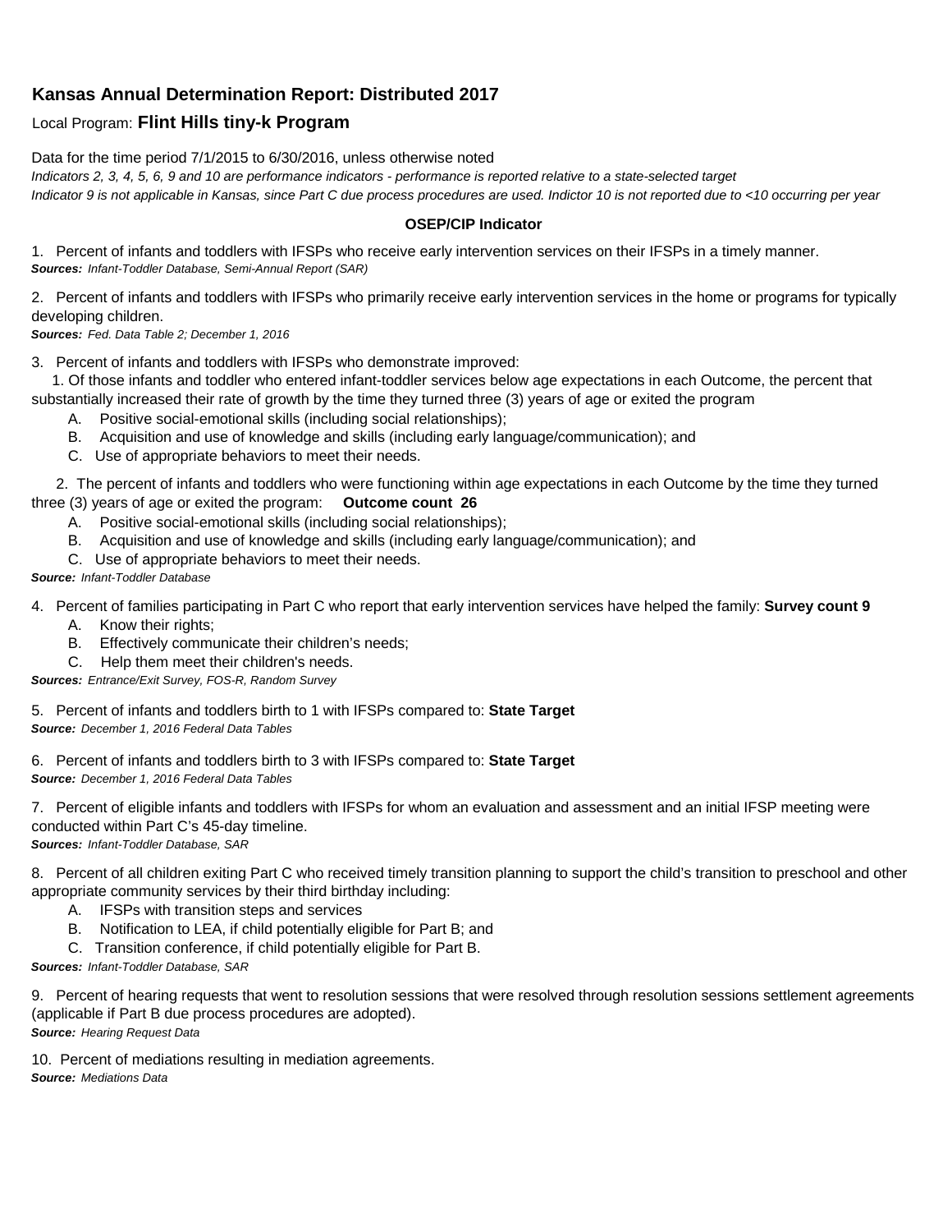## Kansas Annual Determination Report: Distributed 2017

Local Program: **Flint Hills tiny-k Program**

Data for the time period 7/1/2015 to 6/30/2016, unless otherwise noted

*Indicators 2, 3, 4, 5, 6, 9 and 10 are performance indicators - performance is reported relative to a state-selected target*

*Indicator 9 is not applicable in Kansas, since Part C due process procedures are used. Indictor 10 is not reported due to <10 occurring per year*

**OSEP/CIP Indicator**

1. Percent of infants and toddlers with IFSPs who receive early intervention services on their IFSPs in a timely manner.
***Sources:*** *Infant-Toddler Database, Semi-Annual Report (SAR)*

2. Percent of infants and toddlers with IFSPs who primarily receive early intervention services in the home or programs for typically developing children.
***Sources:*** *Fed. Data Table 2; December 1, 2016*

3. Percent of infants and toddlers with IFSPs who demonstrate improved:

   1. Of those infants and toddler who entered infant-toddler services below age expectations in each Outcome, the percent that substantially increased their rate of growth by the time they turned three (3) years of age or exited the program
      - A. Positive social-emotional skills (including social relationships);
      - B. Acquisition and use of knowledge and skills (including early language/communication); and
      - C. Use of appropriate behaviors to meet their needs.

   2. The percent of infants and toddlers who were functioning within age expectations in each Outcome by the time they turned three (3) years of age or exited the program: **Outcome count 26**
      - A. Positive social-emotional skills (including social relationships);
      - B. Acquisition and use of knowledge and skills (including early language/communication); and
      - C. Use of appropriate behaviors to meet their needs.

***Source:*** *Infant-Toddler Database*

4. Percent of families participating in Part C who report that early intervention services have helped the family: **Survey count 9**
   - A. Know their rights;
   - B. Effectively communicate their children's needs;
   - C. Help them meet their children's needs.

***Sources:*** *Entrance/Exit Survey, FOS-R, Random Survey*

5. Percent of infants and toddlers birth to 1 with IFSPs compared to: **State Target**
***Source:*** *December 1, 2016 Federal Data Tables*

6. Percent of infants and toddlers birth to 3 with IFSPs compared to: **State Target**
***Source:*** *December 1, 2016 Federal Data Tables*

7. Percent of eligible infants and toddlers with IFSPs for whom an evaluation and assessment and an initial IFSP meeting were conducted within Part C's 45-day timeline.
***Sources:*** *Infant-Toddler Database, SAR*

8. Percent of all children exiting Part C who received timely transition planning to support the child's transition to preschool and other appropriate community services by their third birthday including:
   - A. IFSPs with transition steps and services
   - B. Notification to LEA, if child potentially eligible for Part B; and
   - C. Transition conference, if child potentially eligible for Part B.

***Sources:*** *Infant-Toddler Database, SAR*

9. Percent of hearing requests that went to resolution sessions that were resolved through resolution sessions settlement agreements (applicable if Part B due process procedures are adopted).
***Source:*** *Hearing Request Data*

10. Percent of mediations resulting in mediation agreements.
***Source:*** *Mediations Data*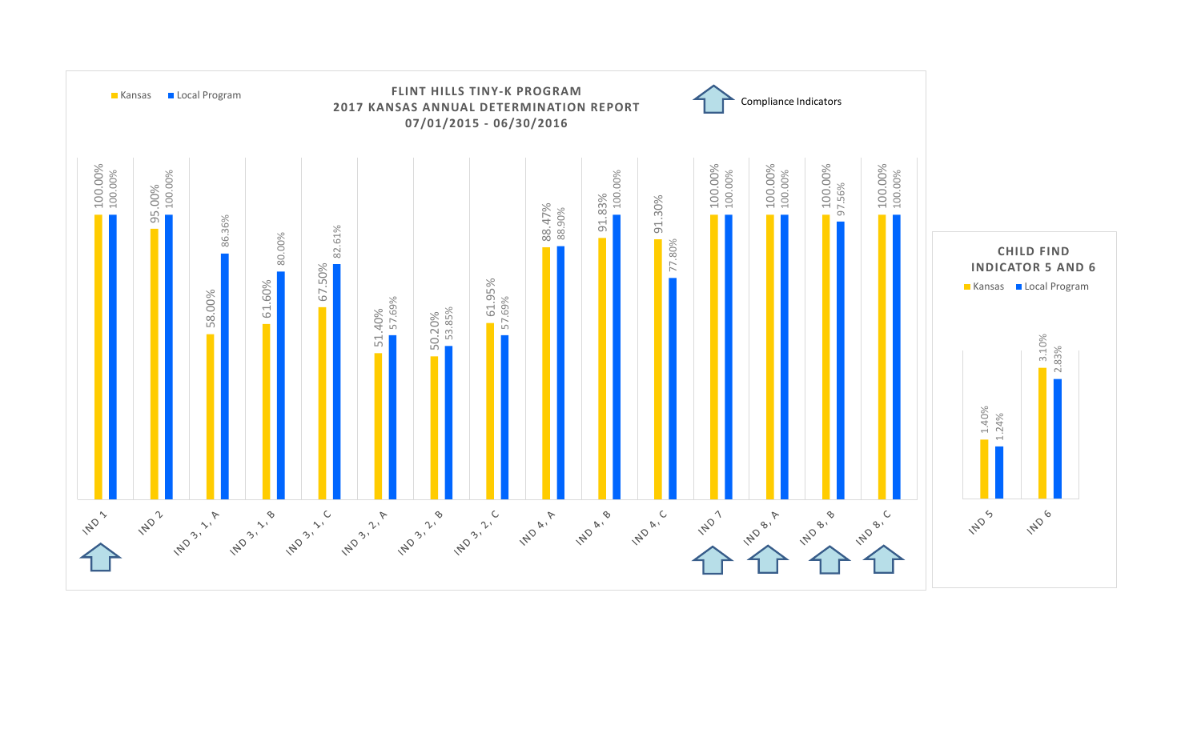Kansas Local Program

**FLINT HILLS TINY-K PROGRAM**
**2017 KANSAS ANNUAL DETERMINATION REPORT**
**07/01/2015 - 06/30/2016**

Compliance Indicators

IND 1: 100.00% 100.00%
IND 2: 95.00% 100.00%
IND 3, 1, A: 58.00% 86.36%
IND 3, 1, B: 61.60% 80.00%
IND 3, 1, C: 67.50% 82.61%
IND 3, 2, A: 51.40% 57.69%
IND 3, 2, B: 50.20% 53.85%
IND 3, 2, C: 61.95% 57.69%
IND 4, A: 88.47% 88.90%
IND 4, B: 91.83% 100.00%
IND 4, C: 91.30% 77.80%
IND 7: 100.00% 100.00%
IND 8, A: 100.00% 100.00%
IND 8, B: 100.00% 97.56%
IND 8, C: 100.00% 100.00%

**CHILD FIND**
**INDICATOR 5 AND 6**

Kansas Local Program

IND 5: 1.40% 1.24%
IND 6: 3.10% 2.83%